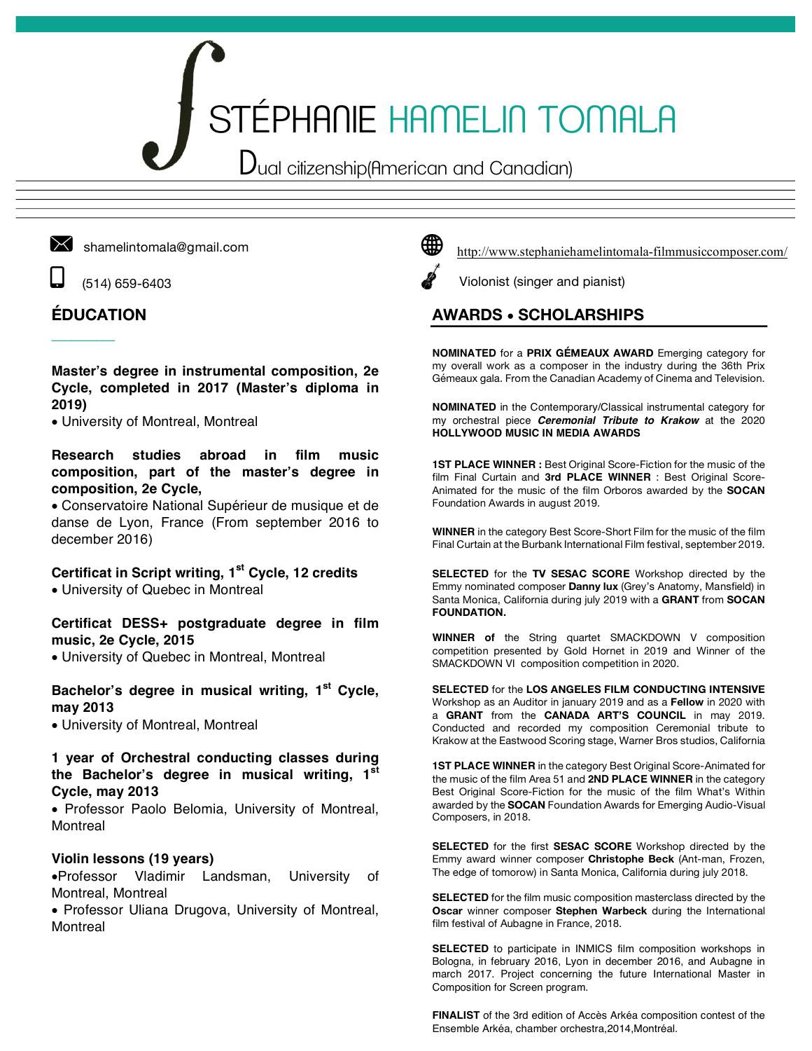# STÉPHANIE HAMELIN TOMALA

Dual citizenship(American and Canadian)

shamelintomala@gmail.com

(514) 659-6403

http://www.stephaniehamelintomala-filmmusiccomposer.com/

Violonist (singer and pianist)

## ÉDUCATION

**Master's degree in instrumental composition, 2e Cycle, completed in 2017 (Master's diploma in 2019)**

- University of Montreal, Montreal

**Research studies abroad in film music composition, part of the master's degree in composition, 2e Cycle,**

- Conservatoire National Supérieur de musique et de danse de Lyon, France (From september 2016 to december 2016)

**Certificat in Script writing, 1st Cycle, 12 credits**

- University of Quebec in Montreal

**Certificat DESS+ postgraduate degree in film music, 2e Cycle, 2015**

- University of Quebec in Montreal, Montreal

**Bachelor's degree in musical writing, 1st Cycle, may 2013**

- University of Montreal, Montreal

**1 year of Orchestral conducting classes during the Bachelor's degree in musical writing, 1st Cycle, may 2013**

- Professor Paolo Belomia, University of Montreal, Montreal

**Violin lessons (19 years)**

- Professor Vladimir Landsman, University of Montreal, Montreal
- Professor Uliana Drugova, University of Montreal, Montreal

## AWARDS • SCHOLARSHIPS

**NOMINATED** for a **PRIX GÉMEAUX AWARD** Emerging category for my overall work as a composer in the industry during the 36th Prix Gémeaux gala. From the Canadian Academy of Cinema and Television.

**NOMINATED** in the Contemporary/Classical instrumental category for my orchestral piece ***Ceremonial Tribute to Krakow*** at the 2020 **HOLLYWOOD MUSIC IN MEDIA AWARDS**

**1ST PLACE WINNER :** Best Original Score-Fiction for the music of the film Final Curtain and **3rd PLACE WINNER** : Best Original Score-Animated for the music of the film Orboros awarded by the **SOCAN** Foundation Awards in august 2019.

**WINNER** in the category Best Score-Short Film for the music of the film Final Curtain at the Burbank International Film festival, september 2019.

**SELECTED** for the **TV SESAC SCORE** Workshop directed by the Emmy nominated composer **Danny lux** (Grey's Anatomy, Mansfield) in Santa Monica, California during july 2019 with a **GRANT** from **SOCAN FOUNDATION.**

**WINNER of** the String quartet SMACKDOWN V composition competition presented by Gold Hornet in 2019 and Winner of the SMACKDOWN VI composition competition in 2020.

**SELECTED** for the **LOS ANGELES FILM CONDUCTING INTENSIVE** Workshop as an Auditor in january 2019 and as a **Fellow** in 2020 with a **GRANT** from the **CANADA ART'S COUNCIL** in may 2019. Conducted and recorded my composition Ceremonial tribute to Krakow at the Eastwood Scoring stage, Warner Bros studios, California

**1ST PLACE WINNER** in the category Best Original Score-Animated for the music of the film Area 51 and **2ND PLACE WINNER** in the category Best Original Score-Fiction for the music of the film What's Within awarded by the **SOCAN** Foundation Awards for Emerging Audio-Visual Composers, in 2018.

**SELECTED** for the first **SESAC SCORE** Workshop directed by the Emmy award winner composer **Christophe Beck** (Ant-man, Frozen, The edge of tomorow) in Santa Monica, California during july 2018.

**SELECTED** for the film music composition masterclass directed by the **Oscar** winner composer **Stephen Warbeck** during the International film festival of Aubagne in France, 2018.

**SELECTED** to participate in INMICS film composition workshops in Bologna, in february 2016, Lyon in december 2016, and Aubagne in march 2017. Project concerning the future International Master in Composition for Screen program.

**FINALIST** of the 3rd edition of Accès Arkéa composition contest of the Ensemble Arkéa, chamber orchestra,2014,Montréal.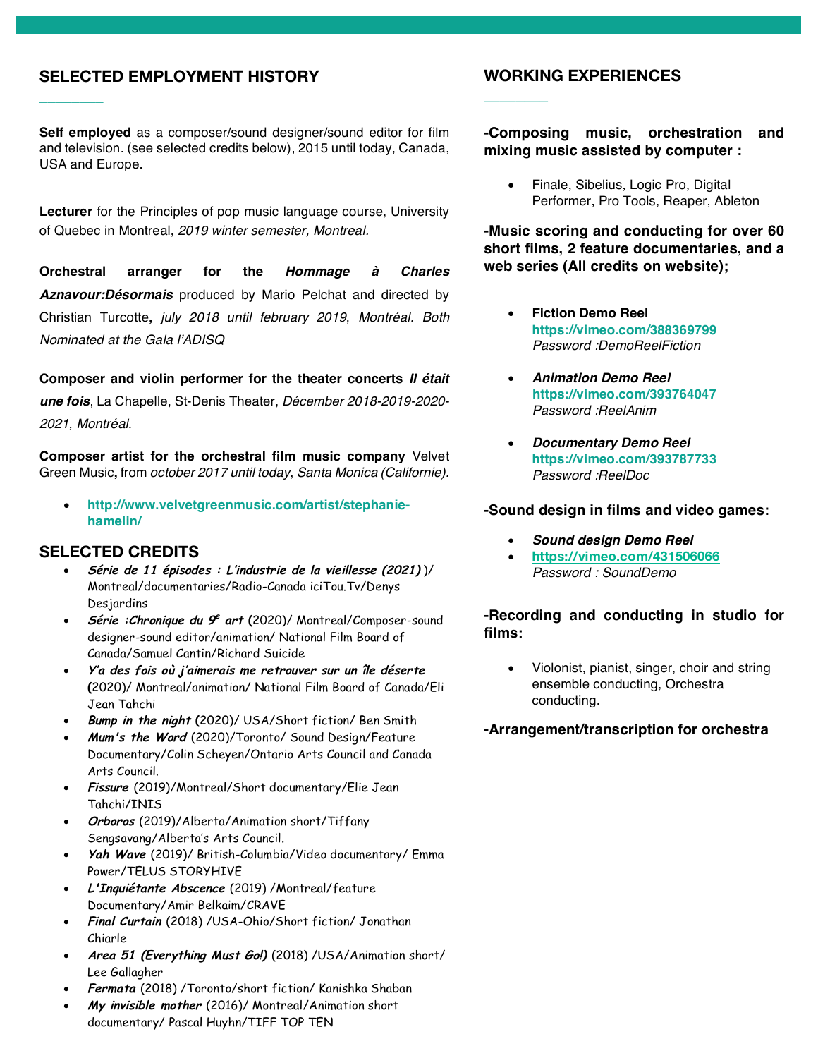## SELECTED EMPLOYMENT HISTORY

**Self employed** as a composer/sound designer/sound editor for film and television. (see selected credits below), 2015 until today, Canada, USA and Europe.

**Lecturer** for the Principles of pop music language course, University of Quebec in Montreal, *2019 winter semester, Montreal*.

**Orchestral arranger for the *Hommage à Charles Aznavour:Désormais*** produced by Mario Pelchat and directed by Christian Turcotte**,** *july 2018 until february 2019*, *Montréal. Both Nominated at the Gala l'ADISQ*

**Composer and violin performer for the theater concerts *Il était une fois***, La Chapelle, St-Denis Theater, *Décember 2018-2019-2020-2021, Montréal.*

**Composer artist for the orchestral film music company** Velvet Green Music**,** from *october 2017 until today*, *Santa Monica (Californie)*.

- **http://www.velvetgreenmusic.com/artist/stephanie-hamelin/**

## SELECTED CREDITS

- ***Série de 11 épisodes : L'industrie de la vieillesse (2021)*** )/ Montreal/documentaries/Radio-Canada iciTou.Tv/Denys Desjardins
- ***Série :Chronique du 9e art*** **(**2020)/ Montreal/Composer-sound designer-sound editor/animation/ National Film Board of Canada/Samuel Cantin/Richard Suicide
- ***Y'a des fois où j'aimerais me retrouver sur un île déserte*** **(**2020)/ Montreal/animation/ National Film Board of Canada/Eli Jean Tahchi
- ***Bump in the night*** **(**2020)/ USA/Short fiction/ Ben Smith
- ***Mum's the Word*** (2020)/Toronto/ Sound Design/Feature Documentary/Colin Scheyen/Ontario Arts Council and Canada Arts Council.
- ***Fissure*** (2019)/Montreal/Short documentary/Elie Jean Tahchi/INIS
- ***Orboros*** (2019)/Alberta/Animation short/Tiffany Sengsavang/Alberta's Arts Council.
- ***Yah Wave*** (2019)/ British-Columbia/Video documentary/ Emma Power/TELUS STORYHIVE
- ***L'Inquiétante Abscence*** (2019) /Montreal/feature Documentary/Amir Belkaim/CRAVE
- ***Final Curtain*** (2018) /USA-Ohio/Short fiction/ Jonathan Chiarle
- ***Area 51 (Everything Must Go!)*** (2018) /USA/Animation short/ Lee Gallagher
- ***Fermata*** (2018) /Toronto/short fiction/ Kanishka Shaban
- ***My invisible mother*** (2016)/ Montreal/Animation short documentary/ Pascal Huyhn/TIFF TOP TEN

## WORKING EXPERIENCES

**-Composing music, orchestration and mixing music assisted by computer :**

- Finale, Sibelius, Logic Pro, Digital Performer, Pro Tools, Reaper, Ableton

**-Music scoring and conducting for over 60 short films, 2 feature documentaries, and a web series (All credits on website);**

- **Fiction Demo Reel**
  **https://vimeo.com/388369799**
  *Password :DemoReelFiction*
- ***Animation Demo Reel***
  **https://vimeo.com/393764047**
  *Password :ReelAnim*
- ***Documentary Demo Reel***
  **https://vimeo.com/393787733**
  *Password :ReelDoc*

**-Sound design in films and video games:**

- ***Sound design Demo Reel***
- **https://vimeo.com/431506066**
  *Password : SoundDemo*

**-Recording and conducting in studio for films:**

- Violonist, pianist, singer, choir and string ensemble conducting, Orchestra conducting.

**-Arrangement/transcription for orchestra**